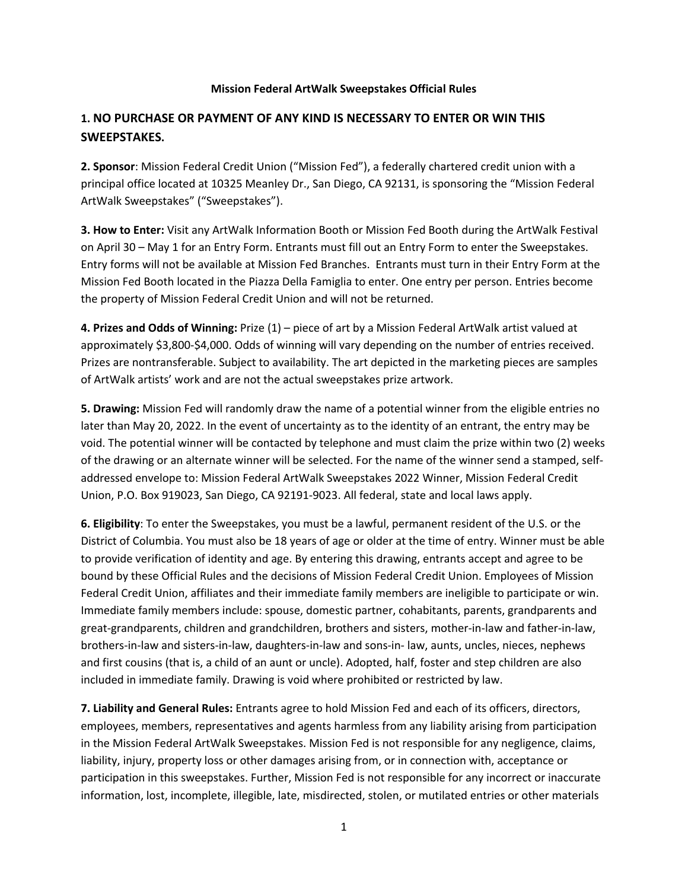**Mission Federal ArtWalk Sweepstakes Official Rules**

**1. NO PURCHASE OR PAYMENT OF ANY KIND IS NECESSARY TO ENTER OR WIN THIS SWEEPSTAKES.**

**2. Sponsor**: Mission Federal Credit Union ("Mission Fed"), a federally chartered credit union with a principal office located at 10325 Meanley Dr., San Diego, CA 92131, is sponsoring the "Mission Federal ArtWalk Sweepstakes" ("Sweepstakes").

**3. How to Enter:** Visit any ArtWalk Information Booth or Mission Fed Booth during the ArtWalk Festival on April 30 – May 1 for an Entry Form. Entrants must fill out an Entry Form to enter the Sweepstakes. Entry forms will not be available at Mission Fed Branches. Entrants must turn in their Entry Form at the Mission Fed Booth located in the Piazza Della Famiglia to enter. One entry per person. Entries become the property of Mission Federal Credit Union and will not be returned.

**4. Prizes and Odds of Winning:** Prize (1) – piece of art by a Mission Federal ArtWalk artist valued at approximately $3,800-$4,000. Odds of winning will vary depending on the number of entries received. Prizes are nontransferable. Subject to availability. The art depicted in the marketing pieces are samples of ArtWalk artists' work and are not the actual sweepstakes prize artwork.

**5. Drawing:** Mission Fed will randomly draw the name of a potential winner from the eligible entries no later than May 20, 2022. In the event of uncertainty as to the identity of an entrant, the entry may be void. The potential winner will be contacted by telephone and must claim the prize within two (2) weeks of the drawing or an alternate winner will be selected. For the name of the winner send a stamped, self-addressed envelope to: Mission Federal ArtWalk Sweepstakes 2022 Winner, Mission Federal Credit Union, P.O. Box 919023, San Diego, CA 92191-9023. All federal, state and local laws apply.

**6. Eligibility**: To enter the Sweepstakes, you must be a lawful, permanent resident of the U.S. or the District of Columbia. You must also be 18 years of age or older at the time of entry. Winner must be able to provide verification of identity and age. By entering this drawing, entrants accept and agree to be bound by these Official Rules and the decisions of Mission Federal Credit Union. Employees of Mission Federal Credit Union, affiliates and their immediate family members are ineligible to participate or win. Immediate family members include: spouse, domestic partner, cohabitants, parents, grandparents and great-grandparents, children and grandchildren, brothers and sisters, mother-in-law and father-in-law, brothers-in-law and sisters-in-law, daughters-in-law and sons-in- law, aunts, uncles, nieces, nephews and first cousins (that is, a child of an aunt or uncle). Adopted, half, foster and step children are also included in immediate family. Drawing is void where prohibited or restricted by law.

**7. Liability and General Rules:** Entrants agree to hold Mission Fed and each of its officers, directors, employees, members, representatives and agents harmless from any liability arising from participation in the Mission Federal ArtWalk Sweepstakes. Mission Fed is not responsible for any negligence, claims, liability, injury, property loss or other damages arising from, or in connection with, acceptance or participation in this sweepstakes. Further, Mission Fed is not responsible for any incorrect or inaccurate information, lost, incomplete, illegible, late, misdirected, stolen, or mutilated entries or other materials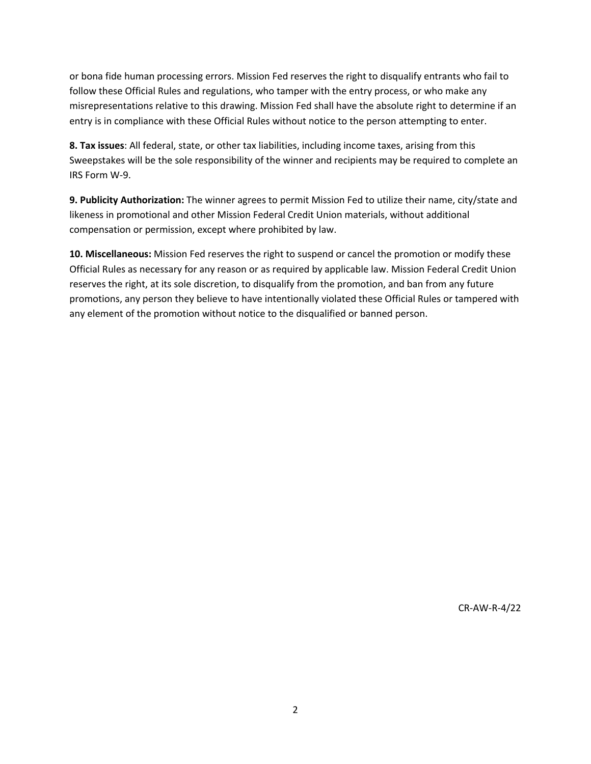or bona fide human processing errors. Mission Fed reserves the right to disqualify entrants who fail to follow these Official Rules and regulations, who tamper with the entry process, or who make any misrepresentations relative to this drawing. Mission Fed shall have the absolute right to determine if an entry is in compliance with these Official Rules without notice to the person attempting to enter.

**8. Tax issues**: All federal, state, or other tax liabilities, including income taxes, arising from this Sweepstakes will be the sole responsibility of the winner and recipients may be required to complete an IRS Form W-9.

**9. Publicity Authorization:** The winner agrees to permit Mission Fed to utilize their name, city/state and likeness in promotional and other Mission Federal Credit Union materials, without additional compensation or permission, except where prohibited by law.

**10. Miscellaneous:** Mission Fed reserves the right to suspend or cancel the promotion or modify these Official Rules as necessary for any reason or as required by applicable law. Mission Federal Credit Union reserves the right, at its sole discretion, to disqualify from the promotion, and ban from any future promotions, any person they believe to have intentionally violated these Official Rules or tampered with any element of the promotion without notice to the disqualified or banned person.

CR-AW-R-4/22